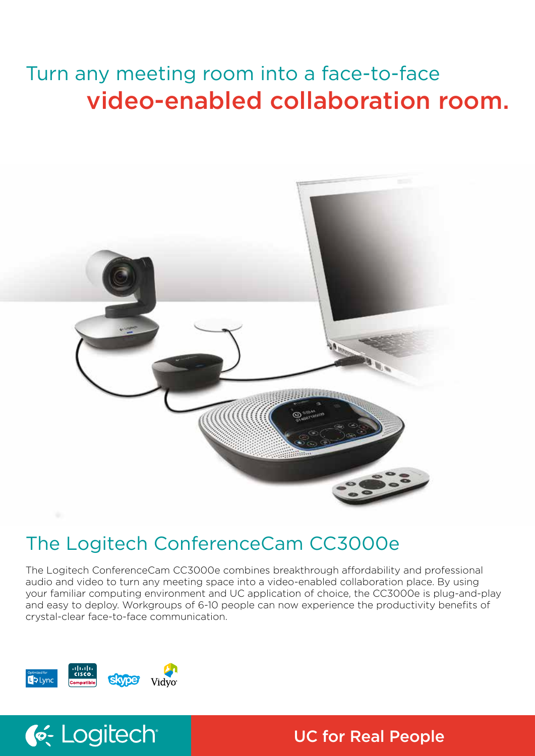# Turn any meeting room into a face-to-face video-enabled collaboration room.

## The Logitech ConferenceCam CC3000e

The Logitech ConferenceCam CC3000e combines breakthrough affordability and professional audio and video to turn any meeting space into a video-enabled collaboration place. By using your familiar computing environment and UC application of choice, the CC3000e is plug-and-play and easy to deploy. Workgroups of 6-10 people can now experience the productivity benefits of crystal-clear face-to-face communication.

Optimized for Lync | Cisco Compatible | Skype | Vidyo

Logitech

UC for Real People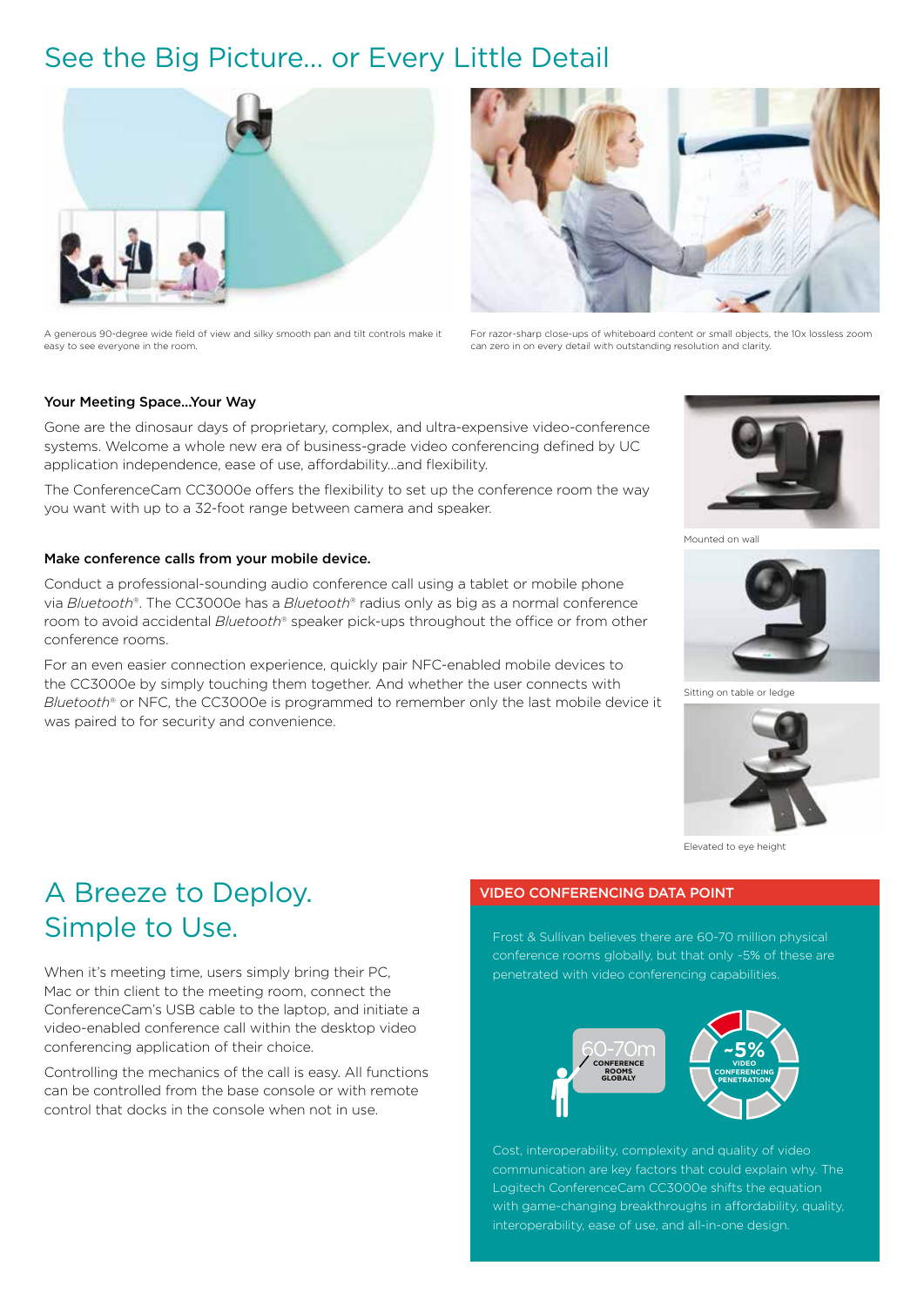# See the Big Picture... or Every Little Detail

A generous 90-degree wide field of view and silky smooth pan and tilt controls make it easy to see everyone in the room.

For razor-sharp close-ups of whiteboard content or small objects, the 10x lossless zoom can zero in on every detail with outstanding resolution and clarity.

### Your Meeting Space...Your Way

Gone are the dinosaur days of proprietary, complex, and ultra-expensive video-conference systems. Welcome a whole new era of business-grade video conferencing defined by UC application independence, ease of use, affordability...and flexibility.

The ConferenceCam CC3000e offers the flexibility to set up the conference room the way you want with up to a 32-foot range between camera and speaker.

### Make conference calls from your mobile device.

Conduct a professional-sounding audio conference call using a tablet or mobile phone via *Bluetooth*®. The CC3000e has a *Bluetooth*® radius only as big as a normal conference room to avoid accidental *Bluetooth*® speaker pick-ups throughout the office or from other conference rooms.

For an even easier connection experience, quickly pair NFC-enabled mobile devices to the CC3000e by simply touching them together. And whether the user connects with *Bluetooth*® or NFC, the CC3000e is programmed to remember only the last mobile device it was paired to for security and convenience.

Mounted on wall

Sitting on table or ledge

Elevated to eye height

# A Breeze to Deploy. Simple to Use.

When it's meeting time, users simply bring their PC, Mac or thin client to the meeting room, connect the ConferenceCam's USB cable to the laptop, and initiate a video-enabled conference call within the desktop video conferencing application of their choice.

Controlling the mechanics of the call is easy. All functions can be controlled from the base console or with remote control that docks in the console when not in use.

### VIDEO CONFERENCING DATA POINT

Frost & Sullivan believes there are 60-70 million physical conference rooms globally, but that only ~5% of these are penetrated with video conferencing capabilities.

60-70m CONFERENCE ROOMS GLOBALY

~5% VIDEO CONFERENCING PENETRATION

Cost, interoperability, complexity and quality of video communication are key factors that could explain why. The Logitech ConferenceCam CC3000e shifts the equation with game-changing breakthroughs in affordability, quality, interoperability, ease of use, and all-in-one design.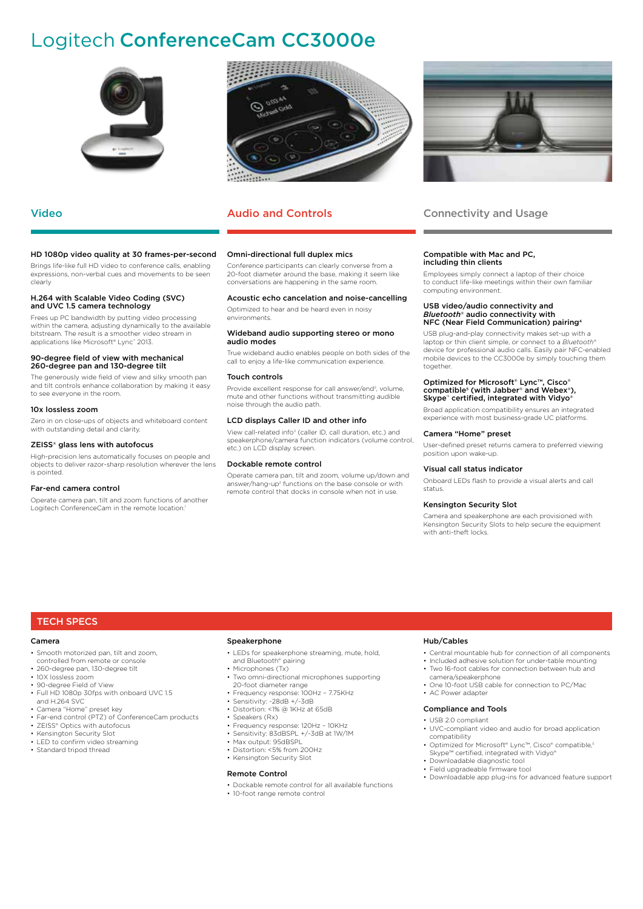# Logitech ConferenceCam CC3000e

## Video

### HD 1080p video quality at 30 frames-per-second

Brings life-like full HD video to conference calls, enabling expressions, non-verbal cues and movements to be seen clearly

### H.264 with Scalable Video Coding (SVC) and UVC 1.5 camera technology

Frees up PC bandwidth by putting video processing within the camera, adjusting dynamically to the available bitstream. The result is a smoother video stream in applications like Microsoft® Lync™ 2013.

### 90-degree field of view with mechanical 260-degree pan and 130-degree tilt

The generously wide field of view and silky smooth pan and tilt controls enhance collaboration by making it easy to see everyone in the room.

### 10x lossless zoom

Zero in on close-ups of objects and whiteboard content with outstanding detail and clarity.

### ZEISS® glass lens with autofocus

High-precision lens automatically focuses on people and objects to deliver razor-sharp resolution wherever the lens is pointed.

### Far-end camera control

Operate camera pan, tilt and zoom functions of another Logitech ConferenceCam in the remote location.[1]

## Audio and Controls

### Omni-directional full duplex mics

Conference participants can clearly converse from a 20-foot diameter around the base, making it seem like conversations are happening in the same room.

### Acoustic echo cancelation and noise-cancelling

Optimized to hear and be heard even in noisy environments.

### Wideband audio supporting stereo or mono audio modes

True wideband audio enables people on both sides of the call to enjoy a life-like communication experience.

### Touch controls

Provide excellent response for call answer/end[2], volume, mute and other functions without transmitting audible noise through the audio path.

### LCD displays Caller ID and other info

View call-related info[3] (caller ID, call duration, etc.) and speakerphone/camera function indicators (volume control, etc.) on LCD display screen.

### Dockable remote control

Operate camera pan, tilt and zoom, volume up/down and answer/hang-up[2] functions on the base console or with remote control that docks in console when not in use.

## Connectivity and Usage

### Compatible with Mac and PC, including thin clients

Employees simply connect a laptop of their choice to conduct life-like meetings within their own familiar computing environment.

### USB video/audio connectivity and *Bluetooth*® audio connectivity with NFC (Near Field Communication) pairing[4]

USB plug-and-play connectivity makes set-up with a laptop or thin client simple, or connect to a *Bluetooth*® device for professional audio calls. Easily pair NFC-enabled mobile devices to the CC3000e by simply touching them together.

### Optimized for Microsoft® Lync™, Cisco® compatible[5] (with Jabber® and Webex®), Skype™ certified, integrated with Vidyo®

Broad application compatibility ensures an integrated experience with most business-grade UC platforms.

### Camera "Home" preset

User-defined preset returns camera to preferred viewing position upon wake-up.

### Visual call status indicator

Onboard LEDs flash to provide a visual alerts and call status.

### Kensington Security Slot

Camera and speakerphone are each provisioned with Kensington Security Slots to help secure the equipment with anti-theft locks.

## TECH SPECS

### Camera

- Smooth motorized pan, tilt and zoom, controlled from remote or console
- 260-degree pan, 130-degree tilt
- 10X lossless zoom
- 90-degree Field of View
- Full HD 1080p 30fps with onboard UVC 1.5 and H.264 SVC
- Camera "Home" preset key
- Far-end control (PTZ) of ConferenceCam products
- ZEISS® Optics with autofocus
- Kensington Security Slot
- LED to confirm video streaming
- Standard tripod thread

### Speakerphone

- LEDs for speakerphone streaming, mute, hold, and Bluetooth® pairing
- Microphones (Tx)
- Two omni-directional microphones supporting 20-foot diameter range
- Frequency response: 100Hz – 7.75KHz
- Sensitivity: -28dB +/-3dB
- Distortion: <1% @ 1KHz at 65dB
- Speakers (Rx)
- Frequency response: 120Hz – 10KHz
- Sensitivity: 83dBSPL +/-3dB at 1W/1M
- Max output: 95dBSPL
- Distortion: <5% from 200Hz
- Kensington Security Slot

### Remote Control

- Dockable remote control for all available functions
- 10-foot range remote control

### Hub/Cables

- Central mountable hub for connection of all components
- Included adhesive solution for under-table mounting
- Two 16-foot cables for connection between hub and camera/speakerphone
- One 10-foot USB cable for connection to PC/Mac
- AC Power adapter

### Compliance and Tools

- USB 2.0 compliant
- UVC-compliant video and audio for broad application compatibility
- Optimized for Microsoft® Lync™, Cisco® compatible,[5] Skype™ certified, integrated with Vidyo®
- Downloadable diagnostic tool
- Field upgradeable firmware tool
- Downloadable app plug-ins for advanced feature support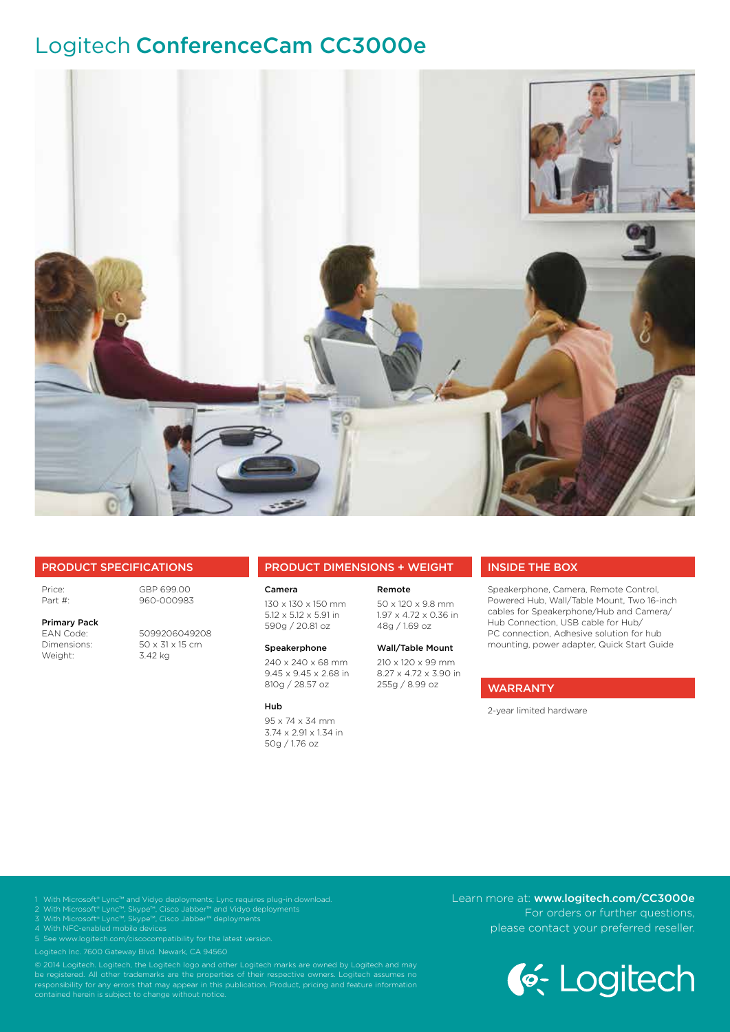# Logitech ConferenceCam CC3000e

## PRODUCT SPECIFICATIONS

| | |
|---|---|
| Price: | GBP 699.00 |
| Part #: | 960-000983 |

**Primary Pack**

| | |
|---|---|
| EAN Code: | 5099206049208 |
| Dimensions: | 50 x 31 x 15 cm |
| Weight: | 3.42 kg |

## PRODUCT DIMENSIONS + WEIGHT

**Camera**
130 x 130 x 150 mm
5.12 x 5.12 x 5.91 in
590g / 20.81 oz

**Speakerphone**
240 x 240 x 68 mm
9.45 x 9.45 x 2.68 in
810g / 28.57 oz

**Hub**
95 x 74 x 34 mm
3.74 x 2.91 x 1.34 in
50g / 1.76 oz

**Remote**
50 x 120 x 9.8 mm
1.97 x 4.72 x 0.36 in
48g / 1.69 oz

**Wall/Table Mount**
210 x 120 x 99 mm
8.27 x 4.72 x 3.90 in
255g / 8.99 oz

## INSIDE THE BOX

Speakerphone, Camera, Remote Control, Powered Hub, Wall/Table Mount, Two 16-inch cables for Speakerphone/Hub and Camera/Hub Connection, USB cable for Hub/PC connection, Adhesive solution for hub mounting, power adapter, Quick Start Guide

## WARRANTY

2-year limited hardware

1 With Microsoft® Lync™ and Vidyo deployments; Lync requires plug-in download.
2 With Microsoft® Lync™, Skype™, Cisco Jabber™ and Vidyo deployments
3 With Microsoft® Lync™, Skype™, Cisco Jabber™ deployments
4 With NFC-enabled mobile devices
5 See www.logitech.com/ciscocompatibility for the latest version.

Logitech Inc. 7600 Gateway Blvd. Newark, CA 94560

© 2014 Logitech. Logitech, the Logitech logo and other Logitech marks are owned by Logitech and may be registered. All other trademarks are the properties of their respective owners. Logitech assumes no responsibility for any errors that may appear in this publication. Product, pricing and feature information contained herein is subject to change without notice.

Learn more at: **www.logitech.com/CC3000e**
For orders or further questions, please contact your preferred reseller.

Logitech